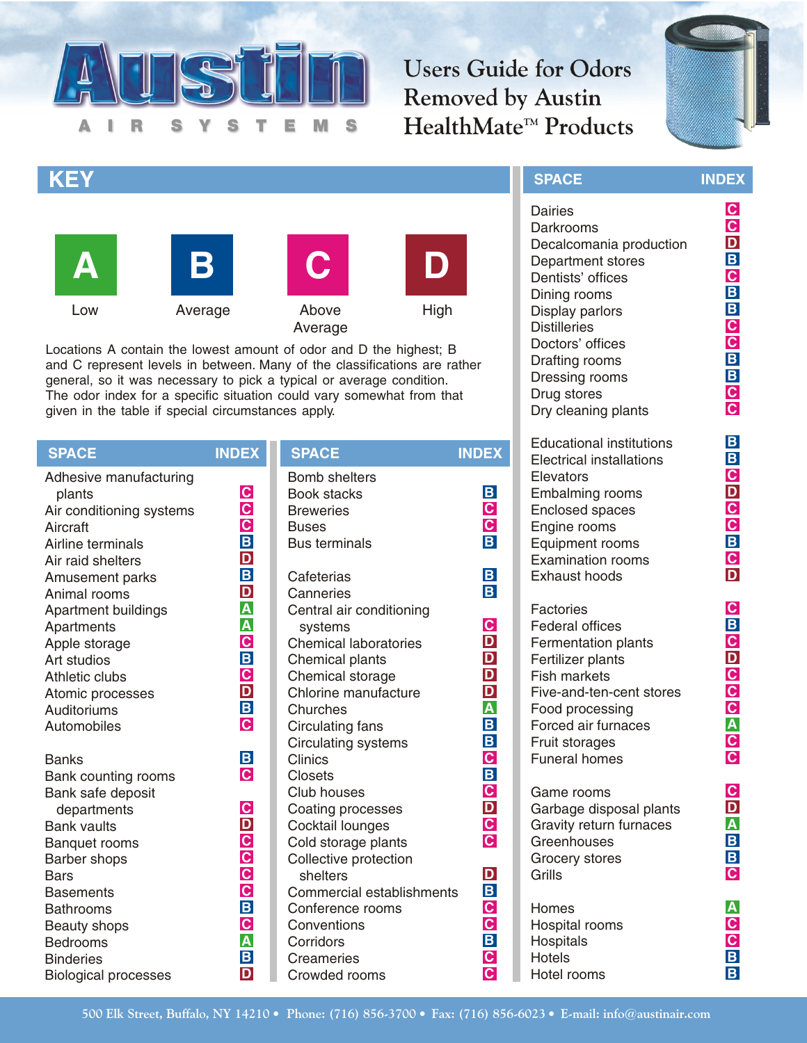# Austin Air Systems

## Users Guide for Odors Removed by Austin HealthMate™ Products

## KEY

| A | B | C | D |
|---|---|---|---|
| Low | Average | Above Average | High |

Locations A contain the lowest amount of odor and D the highest; B and C represent levels in between. Many of the classifications are rather general, so it was necessary to pick a typical or average condition. The odor index for a specific situation could vary somewhat from that given in the table if special circumstances apply.

| SPACE | INDEX |
|---|---|
| Adhesive manufacturing plants | C |
| Air conditioning systems | C |
| Aircraft | C |
| Airline terminals | B |
| Air raid shelters | D |
| Amusement parks | B |
| Animal rooms | D |
| Apartment buildings | A |
| Apartments | A |
| Apple storage | C |
| Art studios | B |
| Athletic clubs | C |
| Atomic processes | D |
| Auditoriums | B |
| Automobiles | C |
| Banks | B |
| Bank counting rooms | C |
| Bank safe deposit departments | C |
| Bank vaults | D |
| Banquet rooms | C |
| Barber shops | C |
| Bars | C |
| Basements | C |
| Bathrooms | B |
| Beauty shops | C |
| Bedrooms | A |
| Binderies | B |
| Biological processes | D |
| Bomb shelters | |
| Book stacks | B |
| Breweries | C |
| Buses | C |
| Bus terminals | B |
| Cafeterias | B |
| Canneries | B |
| Central air conditioning systems | C |
| Chemical laboratories | D |
| Chemical plants | D |
| Chemical storage | D |
| Chlorine manufacture | D |
| Churches | A |
| Circulating fans | B |
| Circulating systems | B |
| Clinics | C |
| Closets | B |
| Club houses | C |
| Coating processes | D |
| Cocktail lounges | C |
| Cold storage plants | C |
| Collective protection shelters | D |
| Commercial establishments | B |
| Conference rooms | C |
| Conventions | C |
| Corridors | B |
| Creameries | C |
| Crowded rooms | C |
| Dairies | C |
| Darkrooms | C |
| Decalcomania production | D |
| Department stores | B |
| Dentists' offices | C |
| Dining rooms | B |
| Display parlors | B |
| Distilleries | C |
| Doctors' offices | C |
| Drafting rooms | B |
| Dressing rooms | B |
| Drug stores | C |
| Dry cleaning plants | C |
| Educational institutions | B |
| Electrical installations | B |
| Elevators | C |
| Embalming rooms | D |
| Enclosed spaces | C |
| Engine rooms | C |
| Equipment rooms | B |
| Examination rooms | C |
| Exhaust hoods | D |
| Factories | C |
| Federal offices | B |
| Fermentation plants | C |
| Fertilizer plants | D |
| Fish markets | C |
| Five-and-ten-cent stores | C |
| Food processing | C |
| Forced air furnaces | A |
| Fruit storages | C |
| Funeral homes | C |
| Game rooms | C |
| Garbage disposal plants | D |
| Gravity return furnaces | A |
| Greenhouses | B |
| Grocery stores | B |
| Grills | C |
| Homes | A |
| Hospital rooms | C |
| Hospitals | C |
| Hotels | B |
| Hotel rooms | B |

500 Elk Street, Buffalo, NY 14210 • Phone: (716) 856-3700 • Fax: (716) 856-6023 • E-mail: info@austinair.com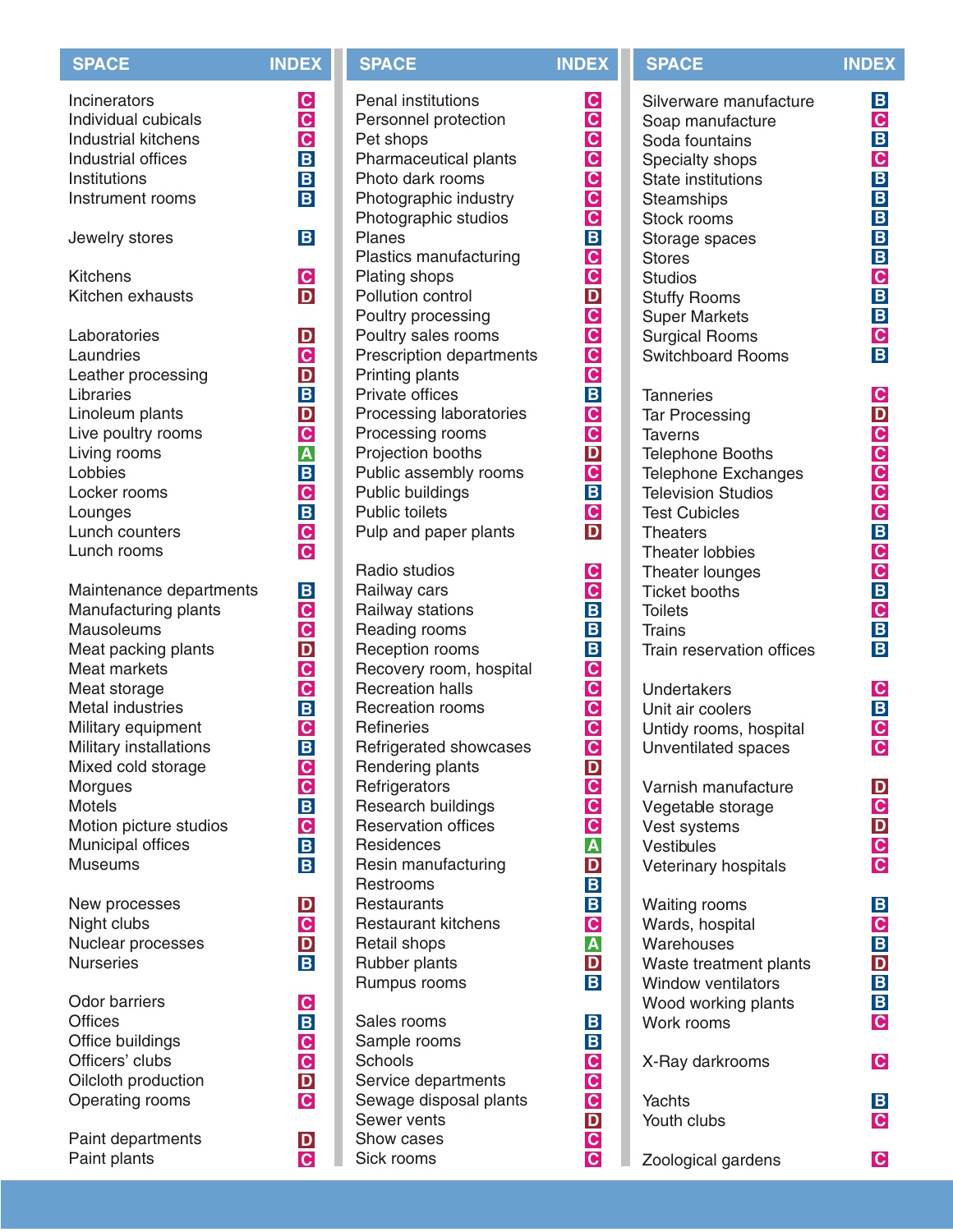| SPACE | INDEX |
|---|---|
| Incinerators | C |
| Individual cubicals | C |
| Industrial kitchens | C |
| Industrial offices | B |
| Institutions | B |
| Instrument rooms | B |
| Jewelry stores | B |
| Kitchens | C |
| Kitchen exhausts | D |
| Laboratories | D |
| Laundries | C |
| Leather processing | D |
| Libraries | B |
| Linoleum plants | D |
| Live poultry rooms | C |
| Living rooms | A |
| Lobbies | B |
| Locker rooms | C |
| Lounges | B |
| Lunch counters | C |
| Lunch rooms | C |
| Maintenance departments | B |
| Manufacturing plants | C |
| Mausoleums | C |
| Meat packing plants | D |
| Meat markets | C |
| Meat storage | C |
| Metal industries | B |
| Military equipment | C |
| Military installations | B |
| Mixed cold storage | C |
| Morgues | C |
| Motels | B |
| Motion picture studios | C |
| Municipal offices | B |
| Museums | B |
| New processes | D |
| Night clubs | C |
| Nuclear processes | D |
| Nurseries | B |
| Odor barriers | C |
| Offices | B |
| Office buildings | C |
| Officers' clubs | C |
| Oilcloth production | D |
| Operating rooms | C |
| Paint departments | D |
| Paint plants | C |

| SPACE | INDEX |
|---|---|
| Penal institutions | C |
| Personnel protection | C |
| Pet shops | C |
| Pharmaceutical plants | C |
| Photo dark rooms | C |
| Photographic industry | C |
| Photographic studios | C |
| Planes | B |
| Plastics manufacturing | C |
| Plating shops | C |
| Pollution control | D |
| Poultry processing | C |
| Poultry sales rooms | C |
| Prescription departments | C |
| Printing plants | C |
| Private offices | B |
| Processing laboratories | C |
| Processing rooms | C |
| Projection booths | D |
| Public assembly rooms | C |
| Public buildings | B |
| Public toilets | C |
| Pulp and paper plants | D |
| Radio studios | C |
| Railway cars | C |
| Railway stations | B |
| Reading rooms | B |
| Reception rooms | B |
| Recovery room, hospital | C |
| Recreation halls | C |
| Recreation rooms | C |
| Refineries | C |
| Refrigerated showcases | C |
| Rendering plants | D |
| Refrigerators | C |
| Research buildings | C |
| Reservation offices | C |
| Residences | A |
| Resin manufacturing | D |
| Restrooms | B |
| Restaurants | B |
| Restaurant kitchens | C |
| Retail shops | A |
| Rubber plants | D |
| Rumpus rooms | B |
| Sales rooms | B |
| Sample rooms | B |
| Schools | C |
| Service departments | C |
| Sewage disposal plants | C |
| Sewer vents | D |
| Show cases | C |
| Sick rooms | C |

| SPACE | INDEX |
|---|---|
| Silverware manufacture | B |
| Soap manufacture | C |
| Soda fountains | B |
| Specialty shops | C |
| State institutions | B |
| Steamships | B |
| Stock rooms | B |
| Storage spaces | B |
| Stores | B |
| Studios | C |
| Stuffy Rooms | B |
| Super Markets | B |
| Surgical Rooms | C |
| Switchboard Rooms | B |
| Tanneries | C |
| Tar Processing | D |
| Taverns | C |
| Telephone Booths | C |
| Telephone Exchanges | C |
| Television Studios | C |
| Test Cubicles | C |
| Theaters | B |
| Theater lobbies | C |
| Theater lounges | C |
| Ticket booths | B |
| Toilets | C |
| Trains | B |
| Train reservation offices | B |
| Undertakers | C |
| Unit air coolers | B |
| Untidy rooms, hospital | C |
| Unventilated spaces | C |
| Varnish manufacture | D |
| Vegetable storage | C |
| Vest systems | D |
| Vestibules | C |
| Veterinary hospitals | C |
| Waiting rooms | B |
| Wards, hospital | C |
| Warehouses | B |
| Waste treatment plants | D |
| Window ventilators | B |
| Wood working plants | B |
| Work rooms | C |
| X-Ray darkrooms | C |
| Yachts | B |
| Youth clubs | C |
| Zoological gardens | C |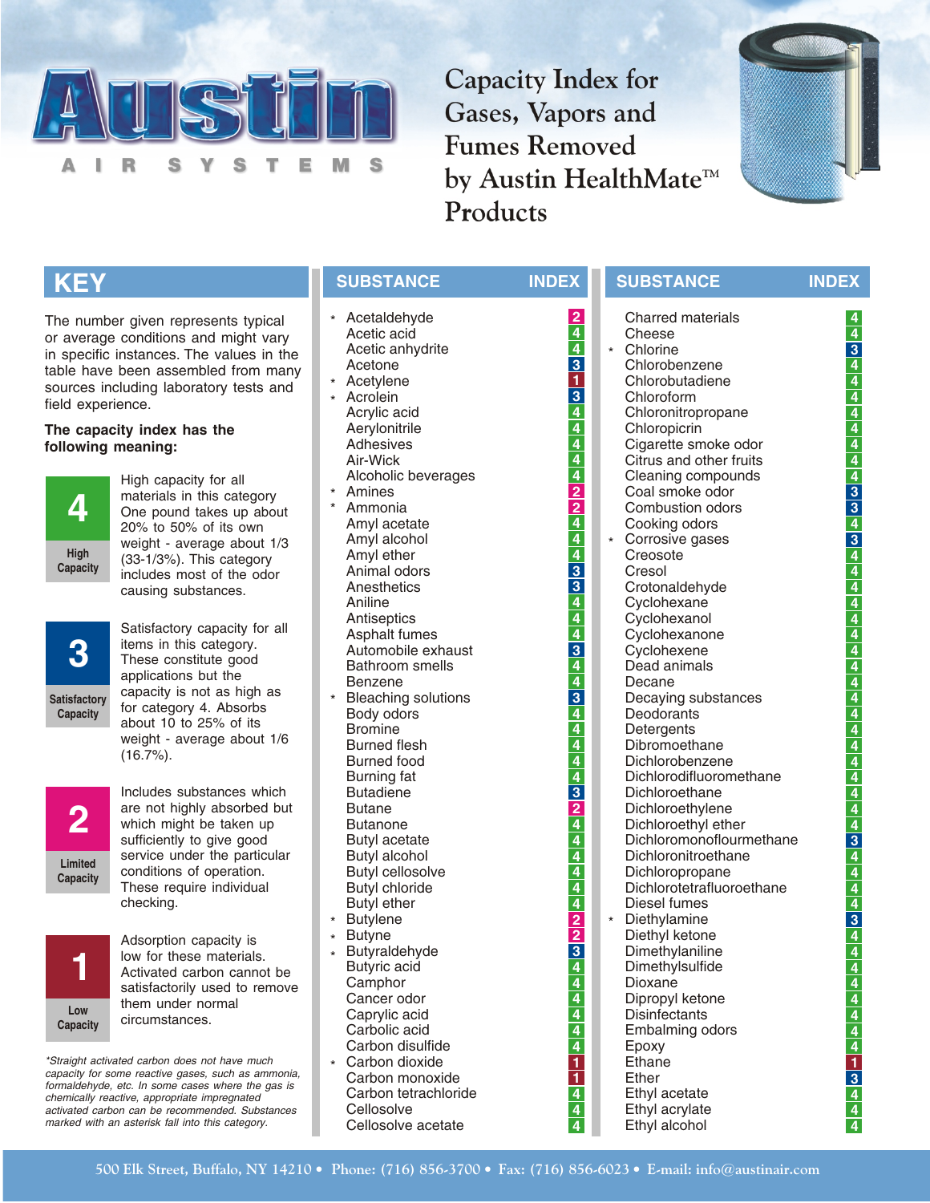# Austin Air Systems

## Capacity Index for Gases, Vapors and Fumes Removed by Austin HealthMate™ Products

## KEY

The number given represents typical or average conditions and might vary in specific instances. The values in the table have been assembled from many sources including laboratory tests and field experience.

**The capacity index has the following meaning:**

**4 — High Capacity**: High capacity for all materials in this category One pound takes up about 20% to 50% of its own weight - average about 1/3 (33-1/3%). This category includes most of the odor causing substances.

**3 — Satisfactory Capacity**: Satisfactory capacity for all items in this category. These constitute good applications but the capacity is not as high as for category 4. Absorbs about 10 to 25% of its weight - average about 1/6 (16.7%).

**2 — Limited Capacity**: Includes substances which are not highly absorbed but which might be taken up sufficiently to give good service under the particular conditions of operation. These require individual checking.

**1 — Low Capacity**: Adsorption capacity is low for these materials. Activated carbon cannot be satisfactorily used to remove them under normal circumstances.

*\*Straight activated carbon does not have much capacity for some reactive gases, such as ammonia, formaldehyde, etc. In some cases where the gas is chemically reactive, appropriate impregnated activated carbon can be recommended. Substances marked with an asterisk fall into this category.*

| SUBSTANCE | INDEX |
|---|---|
| * Acetaldehyde | 2 |
| Acetic acid | 4 |
| Acetic anhydrite | 4 |
| Acetone | 3 |
| * Acetylene | 1 |
| * Acrolein | 3 |
| Acrylic acid | 4 |
| Aerylonitrile | 4 |
| Adhesives | 4 |
| Air-Wick | 4 |
| Alcoholic beverages | 4 |
| * Amines | 2 |
| * Ammonia | 2 |
| Amyl acetate | 4 |
| Amyl alcohol | 4 |
| Amyl ether | 4 |
| Animal odors | 3 |
| Anesthetics | 3 |
| Aniline | 4 |
| Antiseptics | 4 |
| Asphalt fumes | 4 |
| Automobile exhaust | 3 |
| Bathroom smells | 4 |
| Benzene | 4 |
| * Bleaching solutions | 3 |
| Body odors | 4 |
| Bromine | 4 |
| Burned flesh | 4 |
| Burned food | 4 |
| Burning fat | 4 |
| Butadiene | 3 |
| Butane | 2 |
| Butanone | 4 |
| Butyl acetate | 4 |
| Butyl alcohol | 4 |
| Butyl cellosolve | 4 |
| Butyl chloride | 4 |
| Butyl ether | 4 |
| * Butylene | 2 |
| * Butyne | 2 |
| * Butyraldehyde | 3 |
| Butyric acid | 4 |
| Camphor | 4 |
| Cancer odor | 4 |
| Caprylic acid | 4 |
| Carbolic acid | 4 |
| Carbon disulfide | 4 |
| * Carbon dioxide | 1 |
| Carbon monoxide | 1 |
| Carbon tetrachloride | 4 |
| Cellosolve | 4 |
| Cellosolve acetate | 4 |
| Charred materials | 4 |
| Cheese | 4 |
| * Chlorine | 3 |
| Chlorobenzene | 4 |
| Chlorobutadiene | 4 |
| Chloroform | 4 |
| Chloronitropropane | 4 |
| Chloropicrin | 4 |
| Cigarette smoke odor | 4 |
| Citrus and other fruits | 4 |
| Cleaning compounds | 4 |
| Coal smoke odor | 3 |
| Combustion odors | 3 |
| Cooking odors | 4 |
| * Corrosive gases | 3 |
| Creosote | 4 |
| Cresol | 4 |
| Crotonaldehyde | 4 |
| Cyclohexane | 4 |
| Cyclohexanol | 4 |
| Cyclohexanone | 4 |
| Cyclohexene | 4 |
| Dead animals | 4 |
| Decane | 4 |
| Decaying substances | 4 |
| Deodorants | 4 |
| Detergents | 4 |
| Dibromoethane | 4 |
| Dichlorobenzene | 4 |
| Dichlorodifluoromethane | 4 |
| Dichloroethane | 4 |
| Dichloroethylene | 4 |
| Dichloroethyl ether | 4 |
| Dichloromonofluormethane | 3 |
| Dichloronitroethane | 4 |
| Dichloropropane | 4 |
| Dichlorotetrafluoroethane | 4 |
| Diesel fumes | 4 |
| * Diethylamine | 3 |
| Diethyl ketone | 4 |
| Dimethylaniline | 4 |
| Dimethylsulfide | 4 |
| Dioxane | 4 |
| Dipropyl ketone | 4 |
| Disinfectants | 4 |
| Embalming odors | 4 |
| Epoxy | 4 |
| Ethane | 1 |
| Ether | 3 |
| Ethyl acetate | 4 |
| Ethyl acrylate | 4 |
| Ethyl alcohol | 4 |

500 Elk Street, Buffalo, NY 14210 • Phone: (716) 856-3700 • Fax: (716) 856-6023 • E-mail: info@austinair.com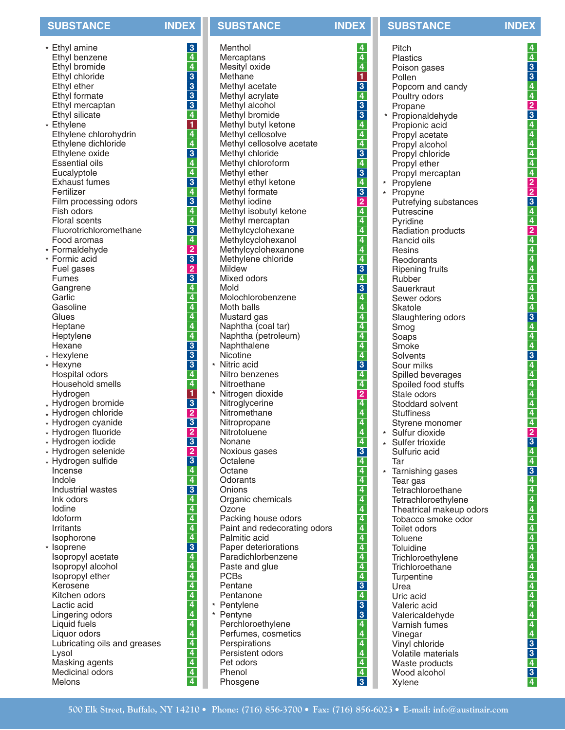| SUBSTANCE | INDEX |
|---|---|
| * Ethyl amine | 3 |
| Ethyl benzene | 4 |
| Ethyl bromide | 4 |
| Ethyl chloride | 3 |
| Ethyl ether | 3 |
| Ethyl formate | 3 |
| Ethyl mercaptan | 3 |
| Ethyl silicate | 4 |
| * Ethylene | 1 |
| Ethylene chlorohydrin | 4 |
| Ethylene dichloride | 4 |
| Ethylene oxide | 3 |
| Essential oils | 4 |
| Eucalyptole | 4 |
| Exhaust fumes | 3 |
| Fertilizer | 4 |
| Film processing odors | 3 |
| Fish odors | 4 |
| Floral scents | 4 |
| Fluorotrichloromethane | 3 |
| Food aromas | 4 |
| * Formaldehyde | 2 |
| * Formic acid | 3 |
| Fuel gases | 2 |
| Fumes | 3 |
| Gangrene | 4 |
| Garlic | 4 |
| Gasoline | 4 |
| Glues | 4 |
| Heptane | 4 |
| Heptylene | 4 |
| Hexane | 3 |
| * Hexylene | 3 |
| * Hexyne | 3 |
| Hospital odors | 4 |
| Household smells | 4 |
| Hydrogen | 1 |
| * Hydrogen bromide | 3 |
| * Hydrogen chloride | 2 |
| * Hydrogen cyanide | 3 |
| * Hydrogen fluoride | 2 |
| * Hydrogen iodide | 3 |
| * Hydrogen selenide | 2 |
| * Hydrogen sulfide | 3 |
| Incense | 4 |
| Indole | 4 |
| Industrial wastes | 3 |
| Ink odors | 4 |
| Iodine | 4 |
| Idoform | 4 |
| Irritants | 4 |
| Isophorone | 4 |
| * Isoprene | 3 |
| Isopropyl acetate | 4 |
| Isopropyl alcohol | 4 |
| Isopropyl ether | 4 |
| Kerosene | 4 |
| Kitchen odors | 4 |
| Lactic acid | 4 |
| Lingering odors | 4 |
| Liquid fuels | 4 |
| Liquor odors | 4 |
| Lubricating oils and greases | 4 |
| Lysol | 4 |
| Masking agents | 4 |
| Medicinal odors | 4 |
| Melons | 4 |
| Menthol | 4 |
| Mercaptans | 4 |
| Mesityl oxide | 4 |
| Methane | 1 |
| Methyl acetate | 3 |
| Methyl acrylate | 4 |
| Methyl alcohol | 3 |
| Methyl bromide | 3 |
| Methyl butyl ketone | 4 |
| Methyl cellosolve | 4 |
| Methyl cellosolve acetate | 4 |
| Methyl chloride | 3 |
| Methyl chloroform | 4 |
| Methyl ether | 3 |
| Methyl ethyl ketone | 4 |
| Methyl formate | 3 |
| Methyl iodine | 2 |
| Methyl isobutyl ketone | 4 |
| Methyl mercaptan | 4 |
| Methylcyclohexane | 4 |
| Methylcyclohexanol | 4 |
| Methylcyclohexanone | 4 |
| Methylene chloride | 4 |
| Mildew | 3 |
| Mixed odors | 4 |
| Mold | 3 |
| Molochlorobenzene | 4 |
| Moth balls | 4 |
| Mustard gas | 4 |
| Naphtha (coal tar) | 4 |
| Naphtha (petroleum) | 4 |
| Naphthalene | 4 |
| Nicotine | 4 |
| * Nitric acid | 3 |
| Nitro benzenes | 4 |
| Nitroethane | 4 |
| * Nitrogen dioxide | 2 |
| Nitroglycerine | 4 |
| Nitromethane | 4 |
| Nitropropane | 4 |
| Nitrotoluene | 4 |
| Nonane | 4 |
| Noxious gases | 3 |
| Octalene | 4 |
| Octane | 4 |
| Odorants | 4 |
| Onions | 4 |
| Organic chemicals | 4 |
| Ozone | 4 |
| Packing house odors | 4 |
| Paint and redecorating odors | 4 |
| Palmitic acid | 4 |
| Paper deteriorations | 4 |
| Paradichlorbenzene | 4 |
| Paste and glue | 4 |
| PCBs | 4 |
| Pentane | 3 |
| Pentanone | 4 |
| * Pentylene | 3 |
| * Pentyne | 3 |
| Perchloroethylene | 4 |
| Perfumes, cosmetics | 4 |
| Perspirations | 4 |
| Persistent odors | 4 |
| Pet odors | 4 |
| Phenol | 4 |
| Phosgene | 3 |
| Pitch | 4 |
| Plastics | 4 |
| Poison gases | 3 |
| Pollen | 3 |
| Popcorn and candy | 4 |
| Poultry odors | 4 |
| Propane | 2 |
| * Propionaldehyde | 3 |
| Propionic acid | 4 |
| Propyl acetate | 4 |
| Propyl alcohol | 4 |
| Propyl chloride | 4 |
| Propyl ether | 4 |
| Propyl mercaptan | 4 |
| * Propylene | 2 |
| * Propyne | 2 |
| Putrefying substances | 3 |
| Putrescine | 4 |
| Pyridine | 4 |
| Radiation products | 2 |
| Rancid oils | 4 |
| Resins | 4 |
| Reodorants | 4 |
| Ripening fruits | 4 |
| Rubber | 4 |
| Sauerkraut | 4 |
| Sewer odors | 4 |
| Skatole | 4 |
| Slaughtering odors | 3 |
| Smog | 4 |
| Soaps | 4 |
| Smoke | 4 |
| Solvents | 3 |
| Sour milks | 4 |
| Spilled beverages | 4 |
| Spoiled food stuffs | 4 |
| Stale odors | 4 |
| Stoddard solvent | 4 |
| Stuffiness | 4 |
| Styrene monomer | 4 |
| * Sulfur dioxide | 2 |
| * Sulfer trioxide | 3 |
| Sulfuric acid | 4 |
| Tar | 4 |
| * Tarnishing gases | 3 |
| Tear gas | 4 |
| Tetrachloroethane | 4 |
| Tetrachloroethylene | 4 |
| Theatrical makeup odors | 4 |
| Tobacco smoke odor | 4 |
| Toilet odors | 4 |
| Toluene | 4 |
| Toluidine | 4 |
| Trichloroethylene | 4 |
| Trichloroethane | 4 |
| Turpentine | 4 |
| Urea | 4 |
| Uric acid | 4 |
| Valeric acid | 4 |
| Valericaldehyde | 4 |
| Varnish fumes | 4 |
| Vinegar | 4 |
| Vinyl chloride | 3 |
| Volatile materials | 3 |
| Waste products | 4 |
| Wood alcohol | 3 |
| Xylene | 4 |

500 Elk Street, Buffalo, NY 14210 • Phone: (716) 856-3700 • Fax: (716) 856-6023 • E-mail: info@austinair.com